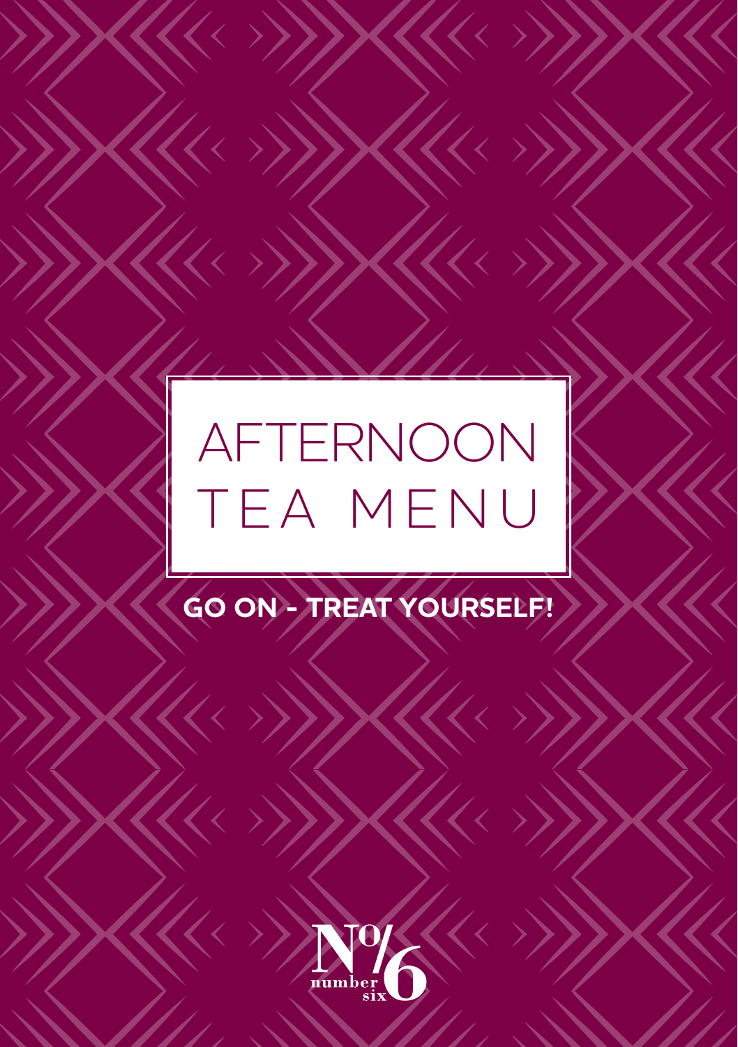# AFTERNOON TEA MENU

**GO ON - TREAT YOURSELF!**

No/6 number six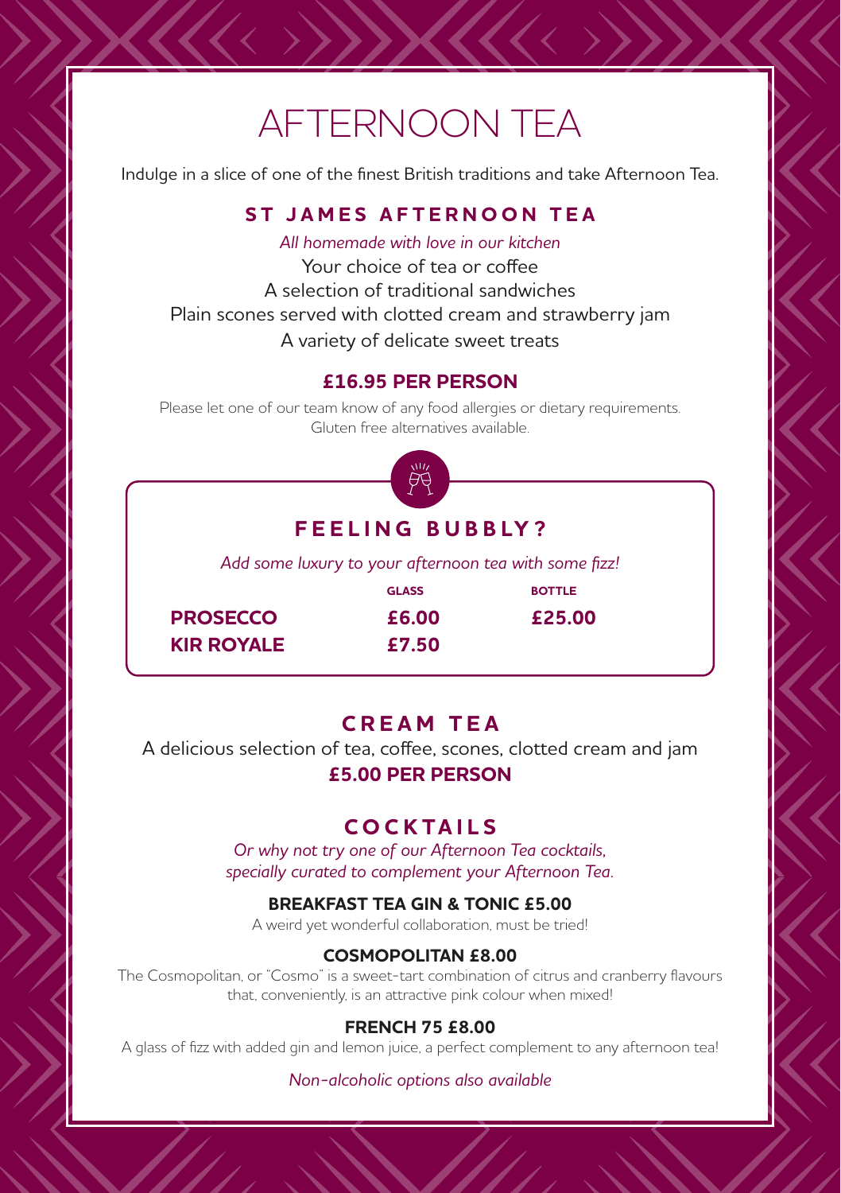# AFTERNOON TEA

Indulge in a slice of one of the finest British traditions and take Afternoon Tea.

## ST JAMES AFTERNOON TEA

*All homemade with love in our kitchen*

Your choice of tea or coffee
A selection of traditional sandwiches
Plain scones served with clotted cream and strawberry jam
A variety of delicate sweet treats

**£16.95 PER PERSON**

Please let one of our team know of any food allergies or dietary requirements.
Gluten free alternatives available.

## FEELING BUBBLY?

*Add some luxury to your afternoon tea with some fizz!*

| | GLASS | BOTTLE |
|---|---|---|
| **PROSECCO** | **£6.00** | **£25.00** |
| **KIR ROYALE** | **£7.50** | |

## CREAM TEA

A delicious selection of tea, coffee, scones, clotted cream and jam

**£5.00 PER PERSON**

## COCKTAILS

*Or why not try one of our Afternoon Tea cocktails, specially curated to complement your Afternoon Tea.*

**BREAKFAST TEA GIN & TONIC £5.00**

A weird yet wonderful collaboration, must be tried!

**COSMOPOLITAN £8.00**

The Cosmopolitan, or "Cosmo" is a sweet-tart combination of citrus and cranberry flavours that, conveniently, is an attractive pink colour when mixed!

**FRENCH 75 £8.00**

A glass of fizz with added gin and lemon juice, a perfect complement to any afternoon tea!

*Non-alcoholic options also available*